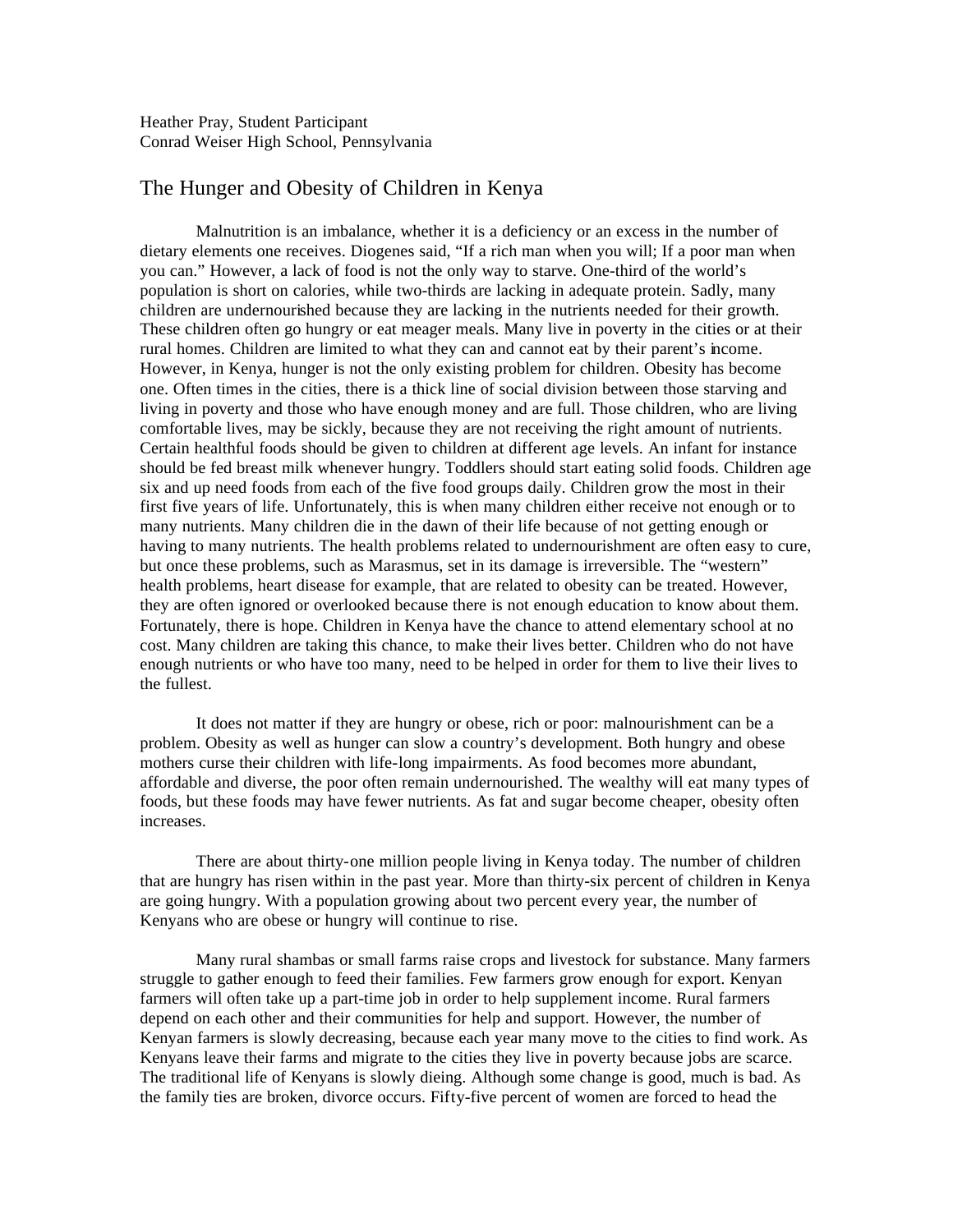Heather Pray, Student Participant
Conrad Weiser High School, Pennsylvania

# The Hunger and Obesity of Children in Kenya

Malnutrition is an imbalance, whether it is a deficiency or an excess in the number of dietary elements one receives. Diogenes said, "If a rich man when you will; If a poor man when you can." However, a lack of food is not the only way to starve. One-third of the world's population is short on calories, while two-thirds are lacking in adequate protein. Sadly, many children are undernourished because they are lacking in the nutrients needed for their growth. These children often go hungry or eat meager meals. Many live in poverty in the cities or at their rural homes. Children are limited to what they can and cannot eat by their parent's income. However, in Kenya, hunger is not the only existing problem for children. Obesity has become one. Often times in the cities, there is a thick line of social division between those starving and living in poverty and those who have enough money and are full. Those children, who are living comfortable lives, may be sickly, because they are not receiving the right amount of nutrients. Certain healthful foods should be given to children at different age levels. An infant for instance should be fed breast milk whenever hungry. Toddlers should start eating solid foods. Children age six and up need foods from each of the five food groups daily. Children grow the most in their first five years of life. Unfortunately, this is when many children either receive not enough or to many nutrients. Many children die in the dawn of their life because of not getting enough or having to many nutrients. The health problems related to undernourishment are often easy to cure, but once these problems, such as Marasmus, set in its damage is irreversible. The "western" health problems, heart disease for example, that are related to obesity can be treated. However, they are often ignored or overlooked because there is not enough education to know about them. Fortunately, there is hope. Children in Kenya have the chance to attend elementary school at no cost. Many children are taking this chance, to make their lives better. Children who do not have enough nutrients or who have too many, need to be helped in order for them to live their lives to the fullest.

It does not matter if they are hungry or obese, rich or poor: malnourishment can be a problem. Obesity as well as hunger can slow a country's development. Both hungry and obese mothers curse their children with life-long impairments. As food becomes more abundant, affordable and diverse, the poor often remain undernourished. The wealthy will eat many types of foods, but these foods may have fewer nutrients. As fat and sugar become cheaper, obesity often increases.

There are about thirty-one million people living in Kenya today. The number of children that are hungry has risen within in the past year. More than thirty-six percent of children in Kenya are going hungry. With a population growing about two percent every year, the number of Kenyans who are obese or hungry will continue to rise.

Many rural shambas or small farms raise crops and livestock for substance. Many farmers struggle to gather enough to feed their families. Few farmers grow enough for export. Kenyan farmers will often take up a part-time job in order to help supplement income. Rural farmers depend on each other and their communities for help and support. However, the number of Kenyan farmers is slowly decreasing, because each year many move to the cities to find work. As Kenyans leave their farms and migrate to the cities they live in poverty because jobs are scarce. The traditional life of Kenyans is slowly dieing. Although some change is good, much is bad. As the family ties are broken, divorce occurs. Fifty-five percent of women are forced to head the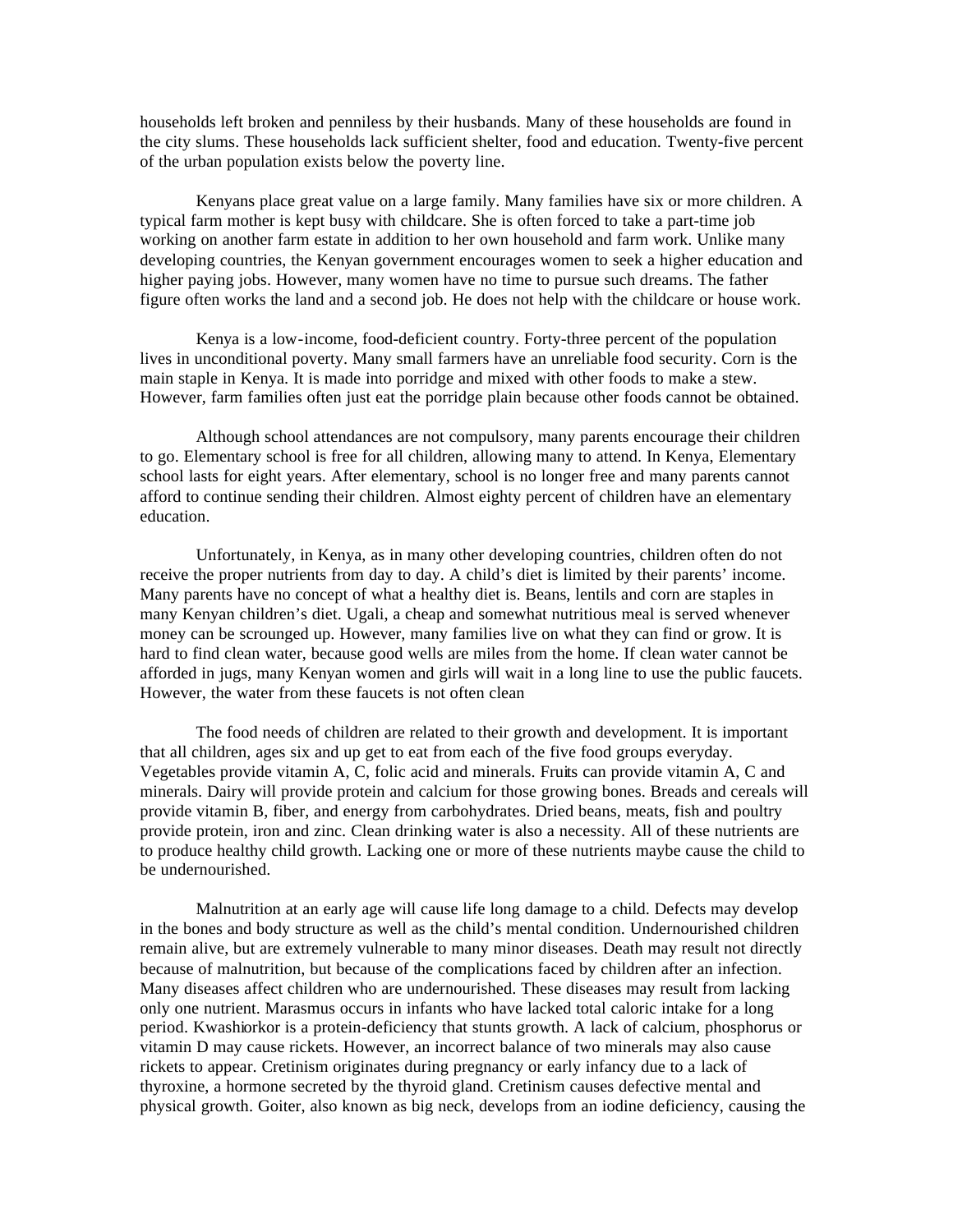households left broken and penniless by their husbands. Many of these households are found in the city slums. These households lack sufficient shelter, food and education. Twenty-five percent of the urban population exists below the poverty line.

Kenyans place great value on a large family. Many families have six or more children. A typical farm mother is kept busy with childcare. She is often forced to take a part-time job working on another farm estate in addition to her own household and farm work. Unlike many developing countries, the Kenyan government encourages women to seek a higher education and higher paying jobs. However, many women have no time to pursue such dreams. The father figure often works the land and a second job. He does not help with the childcare or house work.

Kenya is a low-income, food-deficient country. Forty-three percent of the population lives in unconditional poverty. Many small farmers have an unreliable food security. Corn is the main staple in Kenya. It is made into porridge and mixed with other foods to make a stew. However, farm families often just eat the porridge plain because other foods cannot be obtained.

Although school attendances are not compulsory, many parents encourage their children to go. Elementary school is free for all children, allowing many to attend. In Kenya, Elementary school lasts for eight years. After elementary, school is no longer free and many parents cannot afford to continue sending their children. Almost eighty percent of children have an elementary education.

Unfortunately, in Kenya, as in many other developing countries, children often do not receive the proper nutrients from day to day. A child's diet is limited by their parents' income. Many parents have no concept of what a healthy diet is. Beans, lentils and corn are staples in many Kenyan children's diet. Ugali, a cheap and somewhat nutritious meal is served whenever money can be scrounged up. However, many families live on what they can find or grow. It is hard to find clean water, because good wells are miles from the home. If clean water cannot be afforded in jugs, many Kenyan women and girls will wait in a long line to use the public faucets. However, the water from these faucets is not often clean

The food needs of children are related to their growth and development. It is important that all children, ages six and up get to eat from each of the five food groups everyday. Vegetables provide vitamin A, C, folic acid and minerals. Fruits can provide vitamin A, C and minerals. Dairy will provide protein and calcium for those growing bones. Breads and cereals will provide vitamin B, fiber, and energy from carbohydrates. Dried beans, meats, fish and poultry provide protein, iron and zinc. Clean drinking water is also a necessity. All of these nutrients are to produce healthy child growth. Lacking one or more of these nutrients maybe cause the child to be undernourished.

Malnutrition at an early age will cause life long damage to a child. Defects may develop in the bones and body structure as well as the child's mental condition. Undernourished children remain alive, but are extremely vulnerable to many minor diseases. Death may result not directly because of malnutrition, but because of the complications faced by children after an infection. Many diseases affect children who are undernourished. These diseases may result from lacking only one nutrient. Marasmus occurs in infants who have lacked total caloric intake for a long period. Kwashiorkor is a protein-deficiency that stunts growth. A lack of calcium, phosphorus or vitamin D may cause rickets. However, an incorrect balance of two minerals may also cause rickets to appear. Cretinism originates during pregnancy or early infancy due to a lack of thyroxine, a hormone secreted by the thyroid gland. Cretinism causes defective mental and physical growth. Goiter, also known as big neck, develops from an iodine deficiency, causing the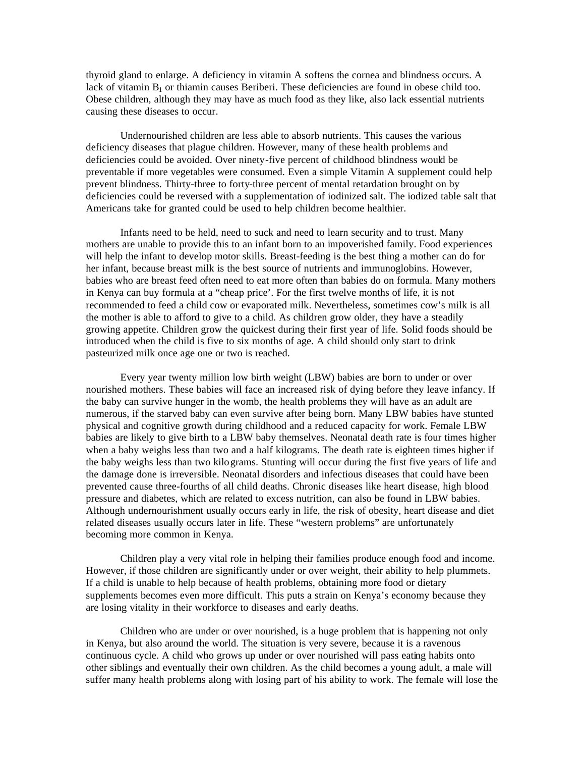thyroid gland to enlarge. A deficiency in vitamin A softens the cornea and blindness occurs. A lack of vitamin $B_1$ or thiamin causes Beriberi. These deficiencies are found in obese child too. Obese children, although they may have as much food as they like, also lack essential nutrients causing these diseases to occur.

Undernourished children are less able to absorb nutrients. This causes the various deficiency diseases that plague children. However, many of these health problems and deficiencies could be avoided. Over ninety-five percent of childhood blindness would be preventable if more vegetables were consumed. Even a simple Vitamin A supplement could help prevent blindness. Thirty-three to forty-three percent of mental retardation brought on by deficiencies could be reversed with a supplementation of iodinized salt. The iodized table salt that Americans take for granted could be used to help children become healthier.

Infants need to be held, need to suck and need to learn security and to trust. Many mothers are unable to provide this to an infant born to an impoverished family. Food experiences will help the infant to develop motor skills. Breast-feeding is the best thing a mother can do for her infant, because breast milk is the best source of nutrients and immunoglobins. However, babies who are breast feed often need to eat more often than babies do on formula. Many mothers in Kenya can buy formula at a "cheap price'. For the first twelve months of life, it is not recommended to feed a child cow or evaporated milk. Nevertheless, sometimes cow's milk is all the mother is able to afford to give to a child. As children grow older, they have a steadily growing appetite. Children grow the quickest during their first year of life. Solid foods should be introduced when the child is five to six months of age. A child should only start to drink pasteurized milk once age one or two is reached.

Every year twenty million low birth weight (LBW) babies are born to under or over nourished mothers. These babies will face an increased risk of dying before they leave infancy. If the baby can survive hunger in the womb, the health problems they will have as an adult are numerous, if the starved baby can even survive after being born. Many LBW babies have stunted physical and cognitive growth during childhood and a reduced capacity for work. Female LBW babies are likely to give birth to a LBW baby themselves. Neonatal death rate is four times higher when a baby weighs less than two and a half kilograms. The death rate is eighteen times higher if the baby weighs less than two kilograms. Stunting will occur during the first five years of life and the damage done is irreversible. Neonatal disorders and infectious diseases that could have been prevented cause three-fourths of all child deaths. Chronic diseases like heart disease, high blood pressure and diabetes, which are related to excess nutrition, can also be found in LBW babies. Although undernourishment usually occurs early in life, the risk of obesity, heart disease and diet related diseases usually occurs later in life. These "western problems" are unfortunately becoming more common in Kenya.

Children play a very vital role in helping their families produce enough food and income. However, if those children are significantly under or over weight, their ability to help plummets. If a child is unable to help because of health problems, obtaining more food or dietary supplements becomes even more difficult. This puts a strain on Kenya's economy because they are losing vitality in their workforce to diseases and early deaths.

Children who are under or over nourished, is a huge problem that is happening not only in Kenya, but also around the world. The situation is very severe, because it is a ravenous continuous cycle. A child who grows up under or over nourished will pass eating habits onto other siblings and eventually their own children. As the child becomes a young adult, a male will suffer many health problems along with losing part of his ability to work. The female will lose the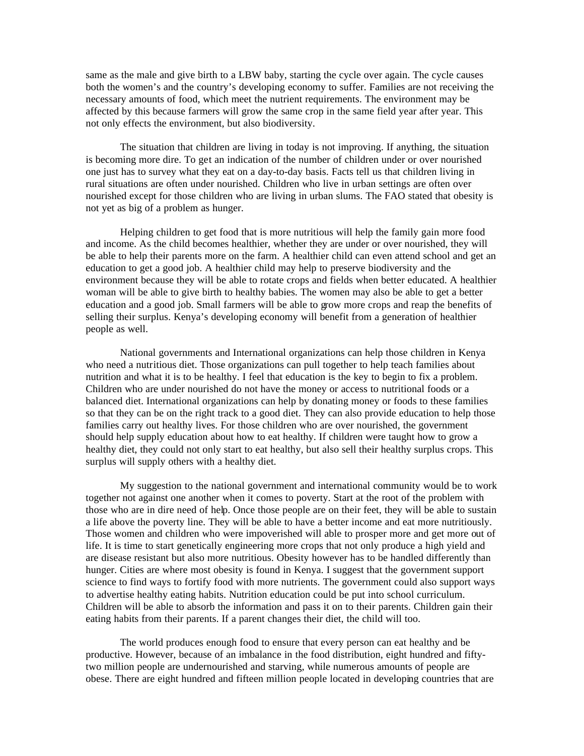same as the male and give birth to a LBW baby, starting the cycle over again. The cycle causes both the women's and the country's developing economy to suffer. Families are not receiving the necessary amounts of food, which meet the nutrient requirements. The environment may be affected by this because farmers will grow the same crop in the same field year after year. This not only effects the environment, but also biodiversity.

The situation that children are living in today is not improving. If anything, the situation is becoming more dire. To get an indication of the number of children under or over nourished one just has to survey what they eat on a day-to-day basis. Facts tell us that children living in rural situations are often under nourished. Children who live in urban settings are often over nourished except for those children who are living in urban slums. The FAO stated that obesity is not yet as big of a problem as hunger.

Helping children to get food that is more nutritious will help the family gain more food and income. As the child becomes healthier, whether they are under or over nourished, they will be able to help their parents more on the farm. A healthier child can even attend school and get an education to get a good job. A healthier child may help to preserve biodiversity and the environment because they will be able to rotate crops and fields when better educated. A healthier woman will be able to give birth to healthy babies. The women may also be able to get a better education and a good job. Small farmers will be able to grow more crops and reap the benefits of selling their surplus. Kenya's developing economy will benefit from a generation of healthier people as well.

National governments and International organizations can help those children in Kenya who need a nutritious diet. Those organizations can pull together to help teach families about nutrition and what it is to be healthy. I feel that education is the key to begin to fix a problem. Children who are under nourished do not have the money or access to nutritional foods or a balanced diet. International organizations can help by donating money or foods to these families so that they can be on the right track to a good diet. They can also provide education to help those families carry out healthy lives. For those children who are over nourished, the government should help supply education about how to eat healthy. If children were taught how to grow a healthy diet, they could not only start to eat healthy, but also sell their healthy surplus crops. This surplus will supply others with a healthy diet.

My suggestion to the national government and international community would be to work together not against one another when it comes to poverty. Start at the root of the problem with those who are in dire need of help. Once those people are on their feet, they will be able to sustain a life above the poverty line. They will be able to have a better income and eat more nutritiously. Those women and children who were impoverished will able to prosper more and get more out of life. It is time to start genetically engineering more crops that not only produce a high yield and are disease resistant but also more nutritious. Obesity however has to be handled differently than hunger. Cities are where most obesity is found in Kenya. I suggest that the government support science to find ways to fortify food with more nutrients. The government could also support ways to advertise healthy eating habits. Nutrition education could be put into school curriculum. Children will be able to absorb the information and pass it on to their parents. Children gain their eating habits from their parents. If a parent changes their diet, the child will too.

The world produces enough food to ensure that every person can eat healthy and be productive. However, because of an imbalance in the food distribution, eight hundred and fifty-two million people are undernourished and starving, while numerous amounts of people are obese. There are eight hundred and fifteen million people located in developing countries that are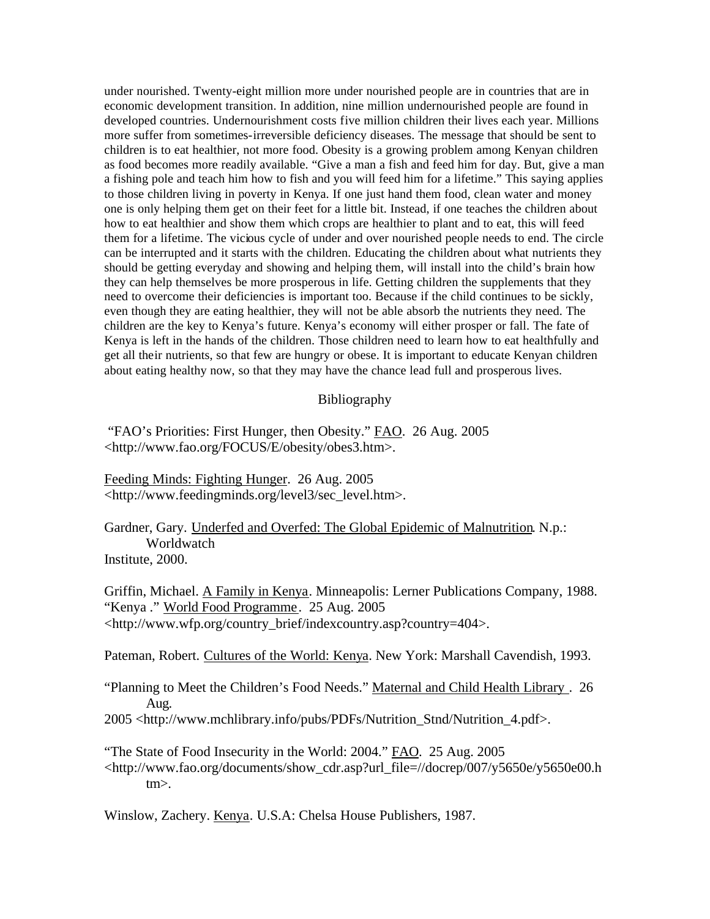under nourished. Twenty-eight million more under nourished people are in countries that are in economic development transition. In addition, nine million undernourished people are found in developed countries. Undernourishment costs five million children their lives each year. Millions more suffer from sometimes-irreversible deficiency diseases. The message that should be sent to children is to eat healthier, not more food. Obesity is a growing problem among Kenyan children as food becomes more readily available. "Give a man a fish and feed him for day. But, give a man a fishing pole and teach him how to fish and you will feed him for a lifetime." This saying applies to those children living in poverty in Kenya. If one just hand them food, clean water and money one is only helping them get on their feet for a little bit. Instead, if one teaches the children about how to eat healthier and show them which crops are healthier to plant and to eat, this will feed them for a lifetime. The vicious cycle of under and over nourished people needs to end. The circle can be interrupted and it starts with the children. Educating the children about what nutrients they should be getting everyday and showing and helping them, will install into the child's brain how they can help themselves be more prosperous in life. Getting children the supplements that they need to overcome their deficiencies is important too. Because if the child continues to be sickly, even though they are eating healthier, they will not be able absorb the nutrients they need. The children are the key to Kenya's future. Kenya's economy will either prosper or fall. The fate of Kenya is left in the hands of the children. Those children need to learn how to eat healthfully and get all their nutrients, so that few are hungry or obese. It is important to educate Kenyan children about eating healthy now, so that they may have the chance lead full and prosperous lives.

## Bibliography

"FAO's Priorities: First Hunger, then Obesity." FAO. 26 Aug. 2005 <http://www.fao.org/FOCUS/E/obesity/obes3.htm>.

Feeding Minds: Fighting Hunger. 26 Aug. 2005 <http://www.feedingminds.org/level3/sec_level.htm>.

Gardner, Gary. Underfed and Overfed: The Global Epidemic of Malnutrition. N.p.: Worldwatch Institute, 2000.

Griffin, Michael. A Family in Kenya. Minneapolis: Lerner Publications Company, 1988.
"Kenya ." World Food Programme. 25 Aug. 2005 <http://www.wfp.org/country_brief/indexcountry.asp?country=404>.

Pateman, Robert. Cultures of the World: Kenya. New York: Marshall Cavendish, 1993.

"Planning to Meet the Children's Food Needs." Maternal and Child Health Library . 26 Aug. 2005 <http://www.mchlibrary.info/pubs/PDFs/Nutrition_Stnd/Nutrition_4.pdf>.

"The State of Food Insecurity in the World: 2004." FAO. 25 Aug. 2005 <http://www.fao.org/documents/show_cdr.asp?url_file=//docrep/007/y5650e/y5650e00.htm>.

Winslow, Zachery. Kenya. U.S.A: Chelsa House Publishers, 1987.